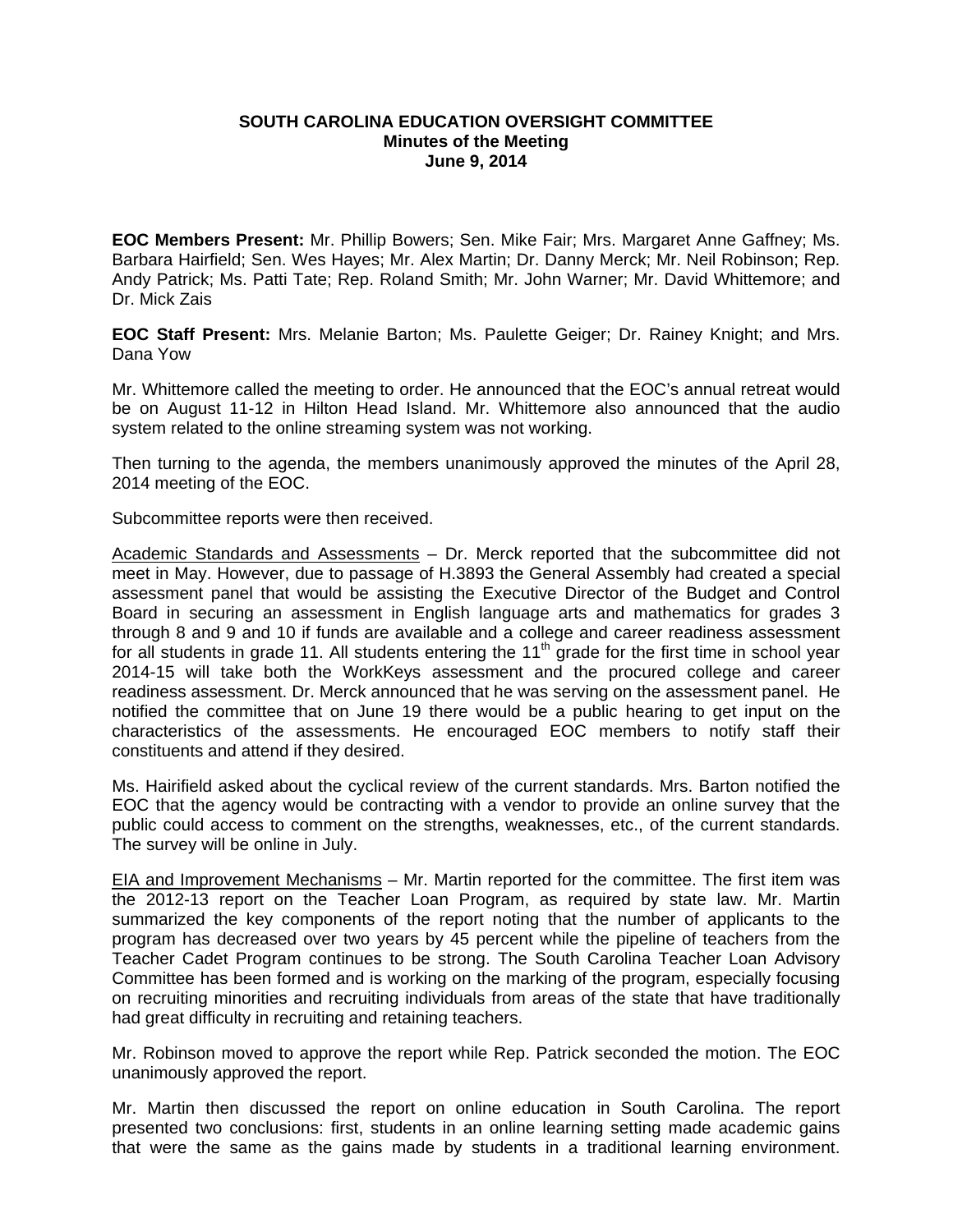**SOUTH CAROLINA EDUCATION OVERSIGHT COMMITTEE**
**Minutes of the Meeting**
**June 9, 2014**

**EOC Members Present:** Mr. Phillip Bowers; Sen. Mike Fair; Mrs. Margaret Anne Gaffney; Ms. Barbara Hairfield; Sen. Wes Hayes; Mr. Alex Martin; Dr. Danny Merck; Mr. Neil Robinson; Rep. Andy Patrick; Ms. Patti Tate; Rep. Roland Smith; Mr. John Warner; Mr. David Whittemore; and Dr. Mick Zais

**EOC Staff Present:** Mrs. Melanie Barton; Ms. Paulette Geiger; Dr. Rainey Knight; and Mrs. Dana Yow

Mr. Whittemore called the meeting to order. He announced that the EOC's annual retreat would be on August 11-12 in Hilton Head Island. Mr. Whittemore also announced that the audio system related to the online streaming system was not working.

Then turning to the agenda, the members unanimously approved the minutes of the April 28, 2014 meeting of the EOC.

Subcommittee reports were then received.

<u>Academic Standards and Assessments</u> – Dr. Merck reported that the subcommittee did not meet in May. However, due to passage of H.3893 the General Assembly had created a special assessment panel that would be assisting the Executive Director of the Budget and Control Board in securing an assessment in English language arts and mathematics for grades 3 through 8 and 9 and 10 if funds are available and a college and career readiness assessment for all students in grade 11. All students entering the 11th grade for the first time in school year 2014-15 will take both the WorkKeys assessment and the procured college and career readiness assessment. Dr. Merck announced that he was serving on the assessment panel. He notified the committee that on June 19 there would be a public hearing to get input on the characteristics of the assessments. He encouraged EOC members to notify staff their constituents and attend if they desired.

Ms. Hairifield asked about the cyclical review of the current standards. Mrs. Barton notified the EOC that the agency would be contracting with a vendor to provide an online survey that the public could access to comment on the strengths, weaknesses, etc., of the current standards. The survey will be online in July.

<u>EIA and Improvement Mechanisms</u> – Mr. Martin reported for the committee. The first item was the 2012-13 report on the Teacher Loan Program, as required by state law. Mr. Martin summarized the key components of the report noting that the number of applicants to the program has decreased over two years by 45 percent while the pipeline of teachers from the Teacher Cadet Program continues to be strong. The South Carolina Teacher Loan Advisory Committee has been formed and is working on the marking of the program, especially focusing on recruiting minorities and recruiting individuals from areas of the state that have traditionally had great difficulty in recruiting and retaining teachers.

Mr. Robinson moved to approve the report while Rep. Patrick seconded the motion. The EOC unanimously approved the report.

Mr. Martin then discussed the report on online education in South Carolina. The report presented two conclusions: first, students in an online learning setting made academic gains that were the same as the gains made by students in a traditional learning environment.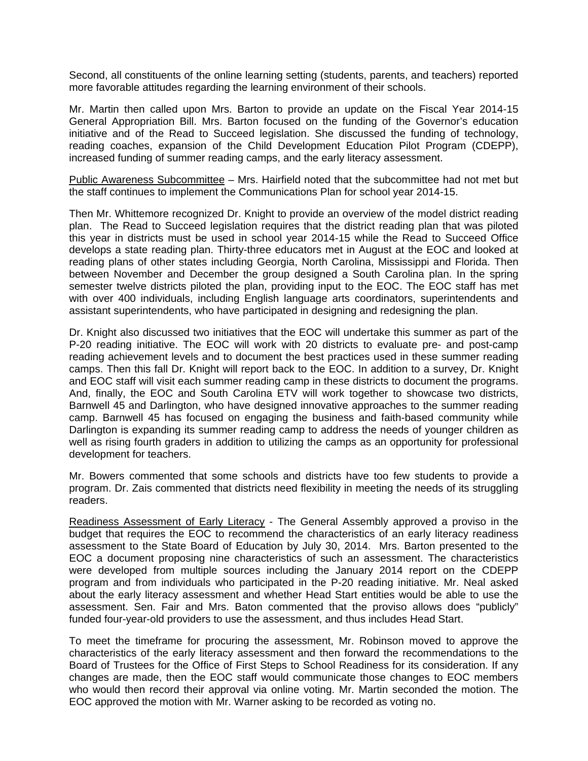Second, all constituents of the online learning setting (students, parents, and teachers) reported more favorable attitudes regarding the learning environment of their schools.

Mr. Martin then called upon Mrs. Barton to provide an update on the Fiscal Year 2014-15 General Appropriation Bill. Mrs. Barton focused on the funding of the Governor's education initiative and of the Read to Succeed legislation. She discussed the funding of technology, reading coaches, expansion of the Child Development Education Pilot Program (CDEPP), increased funding of summer reading camps, and the early literacy assessment.

Public Awareness Subcommittee – Mrs. Hairfield noted that the subcommittee had not met but the staff continues to implement the Communications Plan for school year 2014-15.

Then Mr. Whittemore recognized Dr. Knight to provide an overview of the model district reading plan. The Read to Succeed legislation requires that the district reading plan that was piloted this year in districts must be used in school year 2014-15 while the Read to Succeed Office develops a state reading plan. Thirty-three educators met in August at the EOC and looked at reading plans of other states including Georgia, North Carolina, Mississippi and Florida. Then between November and December the group designed a South Carolina plan. In the spring semester twelve districts piloted the plan, providing input to the EOC. The EOC staff has met with over 400 individuals, including English language arts coordinators, superintendents and assistant superintendents, who have participated in designing and redesigning the plan.

Dr. Knight also discussed two initiatives that the EOC will undertake this summer as part of the P-20 reading initiative. The EOC will work with 20 districts to evaluate pre- and post-camp reading achievement levels and to document the best practices used in these summer reading camps. Then this fall Dr. Knight will report back to the EOC. In addition to a survey, Dr. Knight and EOC staff will visit each summer reading camp in these districts to document the programs. And, finally, the EOC and South Carolina ETV will work together to showcase two districts, Barnwell 45 and Darlington, who have designed innovative approaches to the summer reading camp. Barnwell 45 has focused on engaging the business and faith-based community while Darlington is expanding its summer reading camp to address the needs of younger children as well as rising fourth graders in addition to utilizing the camps as an opportunity for professional development for teachers.

Mr. Bowers commented that some schools and districts have too few students to provide a program. Dr. Zais commented that districts need flexibility in meeting the needs of its struggling readers.

Readiness Assessment of Early Literacy - The General Assembly approved a proviso in the budget that requires the EOC to recommend the characteristics of an early literacy readiness assessment to the State Board of Education by July 30, 2014. Mrs. Barton presented to the EOC a document proposing nine characteristics of such an assessment. The characteristics were developed from multiple sources including the January 2014 report on the CDEPP program and from individuals who participated in the P-20 reading initiative. Mr. Neal asked about the early literacy assessment and whether Head Start entities would be able to use the assessment. Sen. Fair and Mrs. Baton commented that the proviso allows does "publicly" funded four-year-old providers to use the assessment, and thus includes Head Start.

To meet the timeframe for procuring the assessment, Mr. Robinson moved to approve the characteristics of the early literacy assessment and then forward the recommendations to the Board of Trustees for the Office of First Steps to School Readiness for its consideration. If any changes are made, then the EOC staff would communicate those changes to EOC members who would then record their approval via online voting. Mr. Martin seconded the motion. The EOC approved the motion with Mr. Warner asking to be recorded as voting no.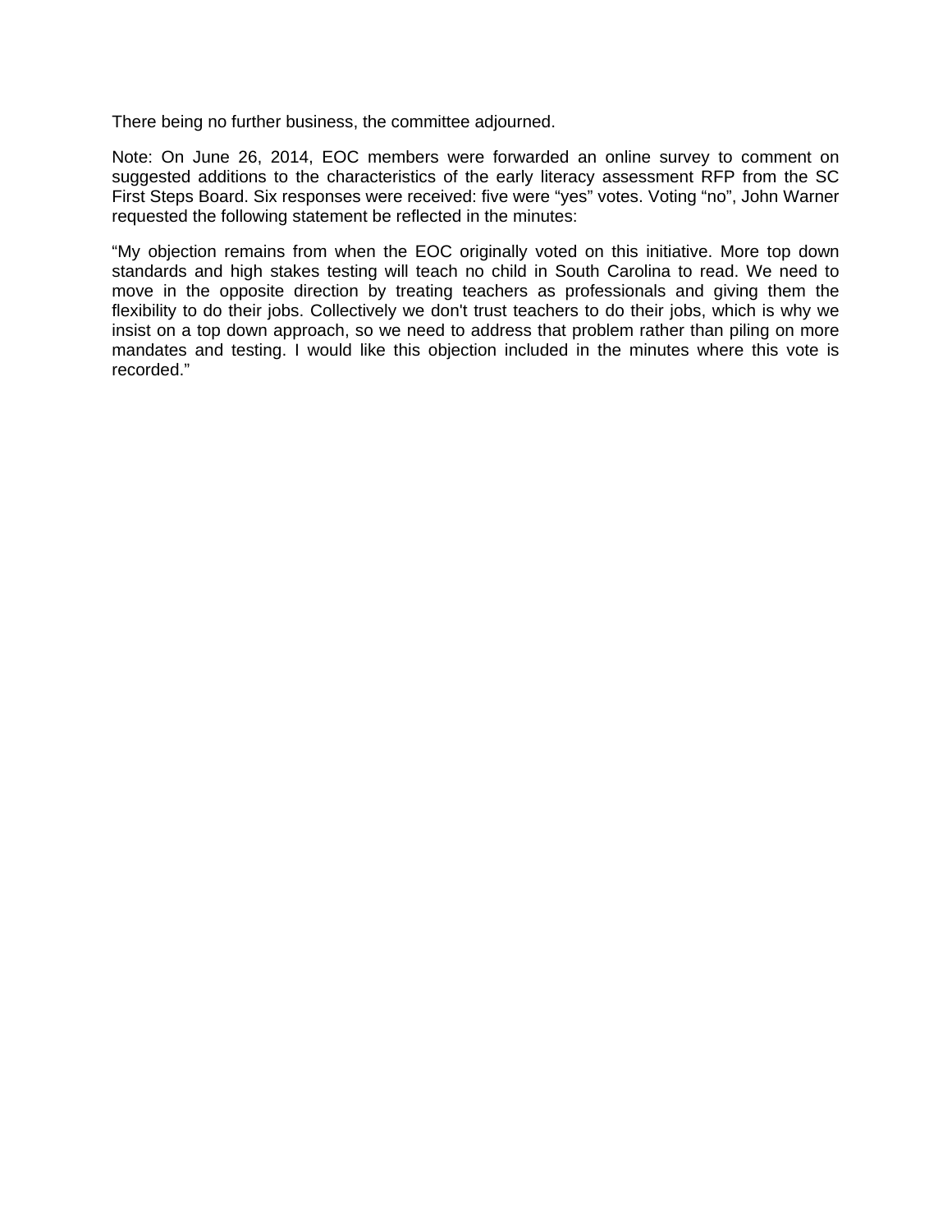There being no further business, the committee adjourned.

Note: On June 26, 2014, EOC members were forwarded an online survey to comment on suggested additions to the characteristics of the early literacy assessment RFP from the SC First Steps Board. Six responses were received: five were "yes" votes. Voting "no", John Warner requested the following statement be reflected in the minutes:

"My objection remains from when the EOC originally voted on this initiative. More top down standards and high stakes testing will teach no child in South Carolina to read. We need to move in the opposite direction by treating teachers as professionals and giving them the flexibility to do their jobs. Collectively we don't trust teachers to do their jobs, which is why we insist on a top down approach, so we need to address that problem rather than piling on more mandates and testing. I would like this objection included in the minutes where this vote is recorded."